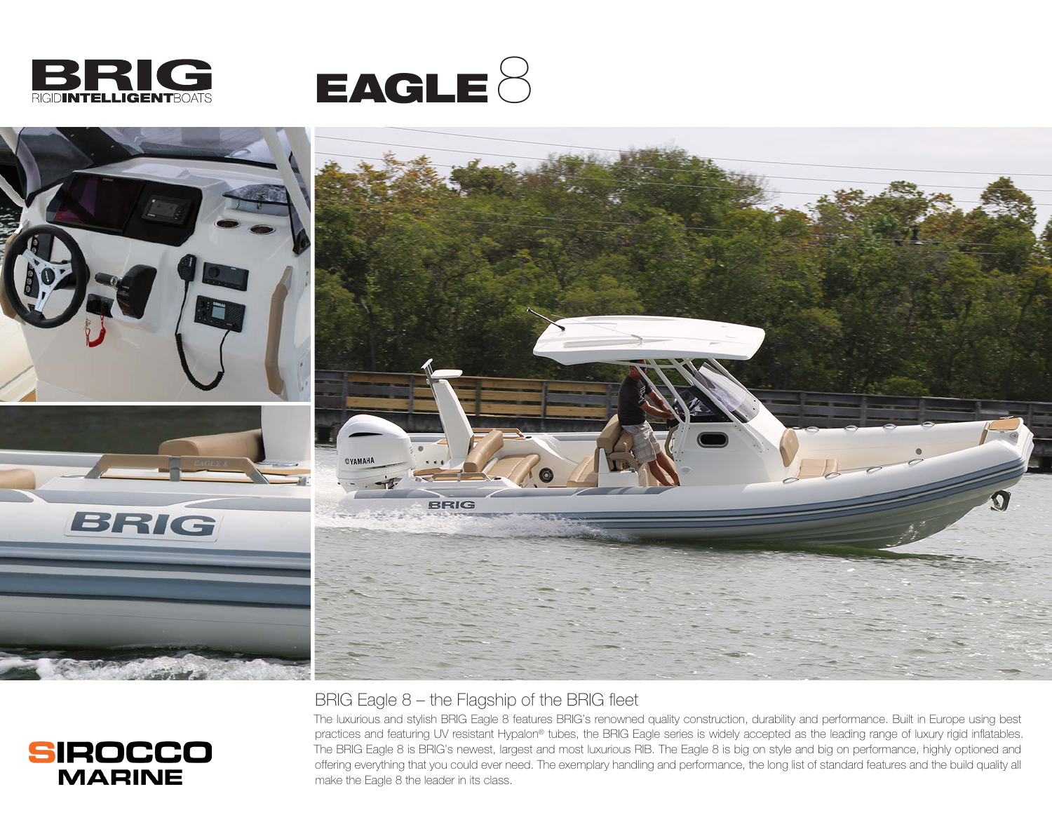# BRIG

RIGID**INTELLIGENT**BOATS

# EAGLE 8

## BRIG Eagle 8 – the Flagship of the BRIG fleet

The luxurious and stylish BRIG Eagle 8 features BRIG's renowned quality construction, durability and performance. Built in Europe using best practices and featuring UV resistant Hypalon® tubes, the BRIG Eagle series is widely accepted as the leading range of luxury rigid inflatables. The BRIG Eagle 8 is BRIG's newest, largest and most luxurious RIB. The Eagle 8 is big on style and big on performance, highly optioned and offering everything that you could ever need. The exemplary handling and performance, the long list of standard features and the build quality all make the Eagle 8 the leader in its class.

SIROCCO MARINE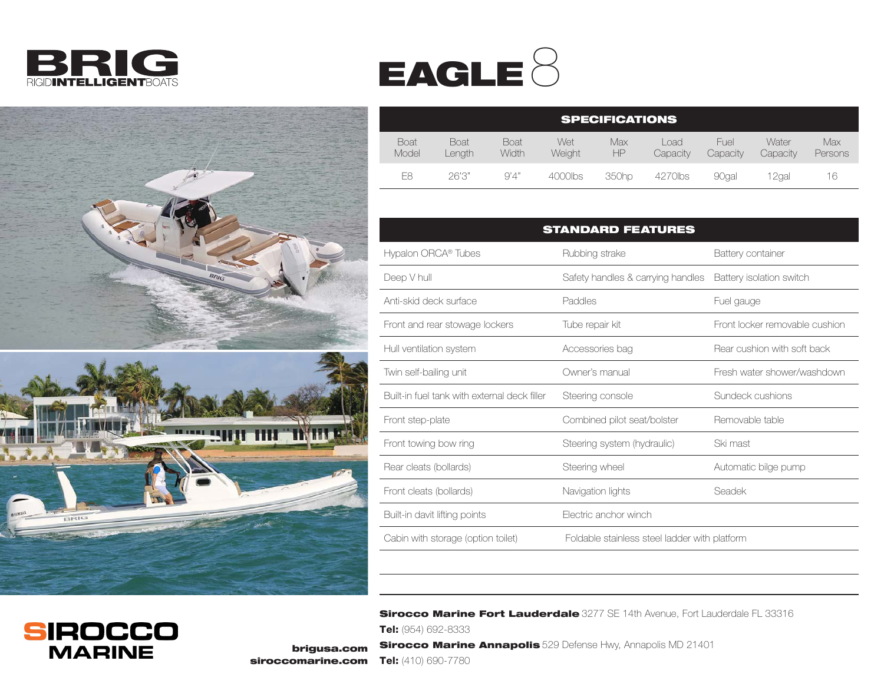# BRIG

RIGID**INTELLIGENT**BOATS

# EAGLE 8

## SPECIFICATIONS

| Boat Model | Boat Length | Boat Width | Wet Weight | Max HP | Load Capacity | Fuel Capacity | Water Capacity | Max Persons |
|---|---|---|---|---|---|---|---|---|
| E8 | 26'3" | 9'4" | 4000lbs | 350hp | 4270lbs | 90gal | 12gal | 16 |

## STANDARD FEATURES

| | | |
|---|---|---|
| Hypalon ORCA® Tubes | Rubbing strake | Battery container |
| Deep V hull | Safety handles & carrying handles | Battery isolation switch |
| Anti-skid deck surface | Paddles | Fuel gauge |
| Front and rear stowage lockers | Tube repair kit | Front locker removable cushion |
| Hull ventilation system | Accessories bag | Rear cushion with soft back |
| Twin self-bailing unit | Owner's manual | Fresh water shower/washdown |
| Built-in fuel tank with external deck filler | Steering console | Sundeck cushions |
| Front step-plate | Combined pilot seat/bolster | Removable table |
| Front towing bow ring | Steering system (hydraulic) | Ski mast |
| Rear cleats (bollards) | Steering wheel | Automatic bilge pump |
| Front cleats (bollards) | Navigation lights | Seadek |
| Built-in davit lifting points | Electric anchor winch | |
| Cabin with storage (option toilet) | Foldable stainless steel ladder with platform | |

**SIROCCO MARINE**

**brigusa.com**
**siroccomarine.com**

**Sirocco Marine Fort Lauderdale** 3277 SE 14th Avenue, Fort Lauderdale FL 33316
**Tel:** (954) 692-8333
**Sirocco Marine Annapolis** 529 Defense Hwy, Annapolis MD 21401
**Tel:** (410) 690-7780